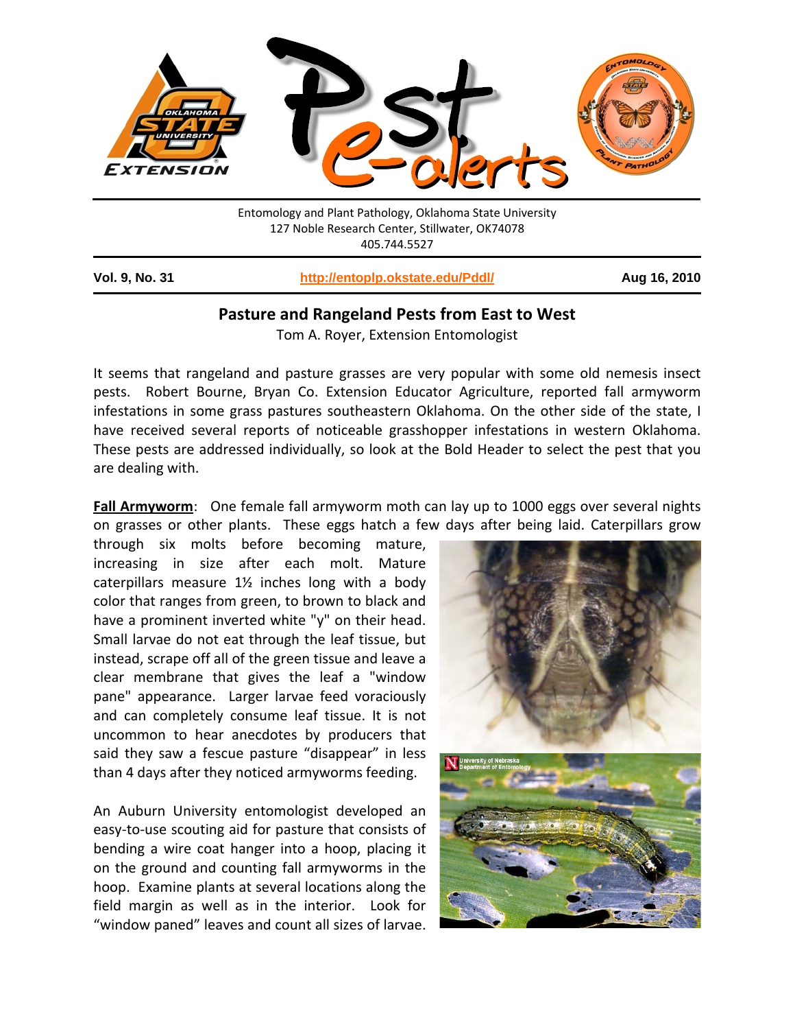Entomology and Plant Pathology, Oklahoma State University
127 Noble Research Center, Stillwater, OK74078
405.744.5527

**Vol. 9, No. 31** | **http://entoplp.okstate.edu/Pddl/** | **Aug 16, 2010**

## Pasture and Rangeland Pests from East to West

Tom A. Royer, Extension Entomologist

It seems that rangeland and pasture grasses are very popular with some old nemesis insect pests. Robert Bourne, Bryan Co. Extension Educator Agriculture, reported fall armyworm infestations in some grass pastures southeastern Oklahoma. On the other side of the state, I have received several reports of noticeable grasshopper infestations in western Oklahoma. These pests are addressed individually, so look at the Bold Header to select the pest that you are dealing with.

**Fall Armyworm**: One female fall armyworm moth can lay up to 1000 eggs over several nights on grasses or other plants. These eggs hatch a few days after being laid. Caterpillars grow through six molts before becoming mature, increasing in size after each molt. Mature caterpillars measure 1½ inches long with a body color that ranges from green, to brown to black and have a prominent inverted white "y" on their head. Small larvae do not eat through the leaf tissue, but instead, scrape off all of the green tissue and leave a clear membrane that gives the leaf a "window pane" appearance. Larger larvae feed voraciously and can completely consume leaf tissue. It is not uncommon to hear anecdotes by producers that said they saw a fescue pasture "disappear" in less than 4 days after they noticed armyworms feeding.

An Auburn University entomologist developed an easy-to-use scouting aid for pasture that consists of bending a wire coat hanger into a hoop, placing it on the ground and counting fall armyworms in the hoop. Examine plants at several locations along the field margin as well as in the interior. Look for "window paned" leaves and count all sizes of larvae.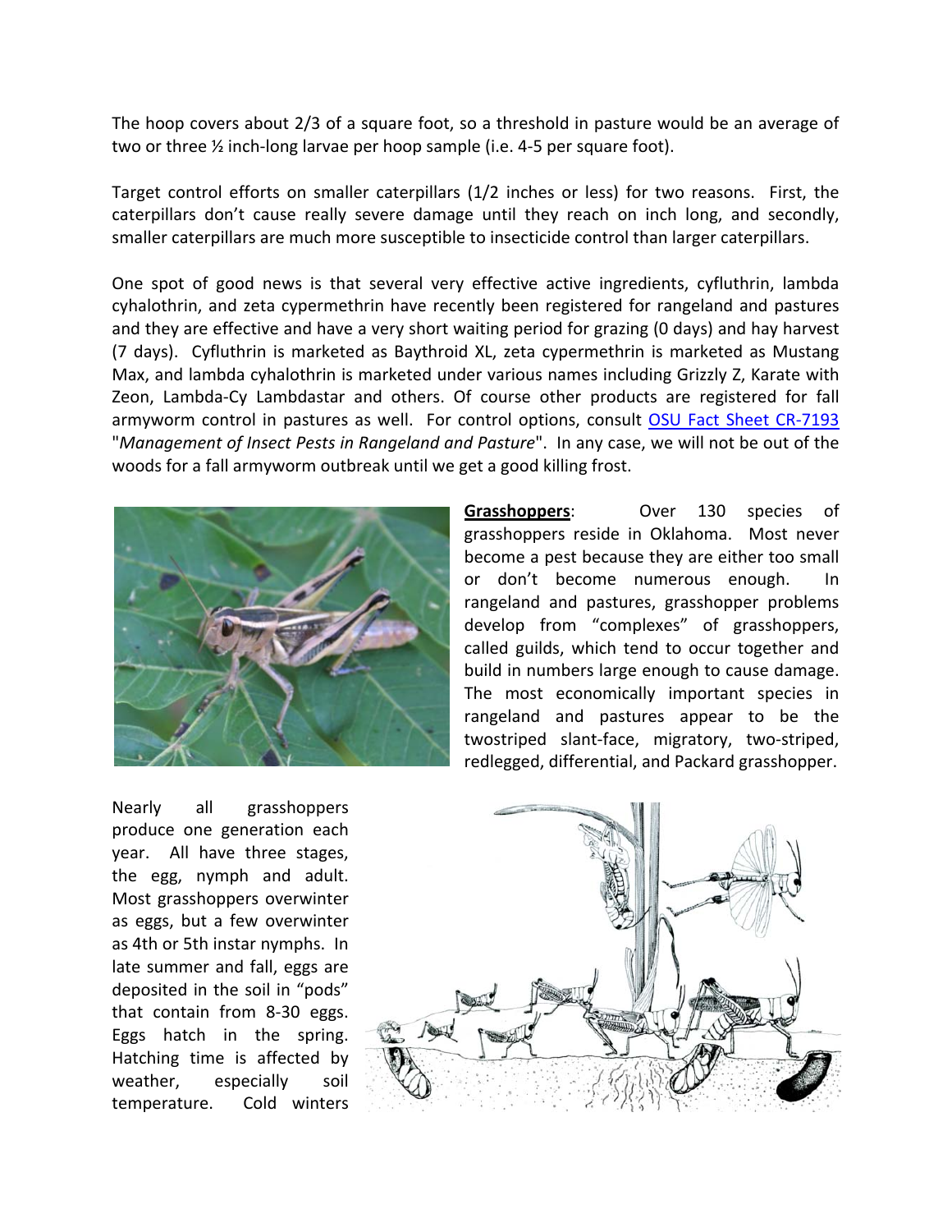The hoop covers about 2/3 of a square foot, so a threshold in pasture would be an average of two or three ½ inch-long larvae per hoop sample (i.e. 4-5 per square foot).

Target control efforts on smaller caterpillars (1/2 inches or less) for two reasons. First, the caterpillars don't cause really severe damage until they reach on inch long, and secondly, smaller caterpillars are much more susceptible to insecticide control than larger caterpillars.

One spot of good news is that several very effective active ingredients, cyfluthrin, lambda cyhalothrin, and zeta cypermethrin have recently been registered for rangeland and pastures and they are effective and have a very short waiting period for grazing (0 days) and hay harvest (7 days). Cyfluthrin is marketed as Baythroid XL, zeta cypermethrin is marketed as Mustang Max, and lambda cyhalothrin is marketed under various names including Grizzly Z, Karate with Zeon, Lambda-Cy Lambdastar and others. Of course other products are registered for fall armyworm control in pastures as well. For control options, consult OSU Fact Sheet CR-7193 "*Management of Insect Pests in Rangeland and Pasture*". In any case, we will not be out of the woods for a fall armyworm outbreak until we get a good killing frost.

**Grasshoppers**: Over 130 species of grasshoppers reside in Oklahoma. Most never become a pest because they are either too small or don't become numerous enough. In rangeland and pastures, grasshopper problems develop from "complexes" of grasshoppers, called guilds, which tend to occur together and build in numbers large enough to cause damage. The most economically important species in rangeland and pastures appear to be the twostriped slant-face, migratory, two-striped, redlegged, differential, and Packard grasshopper.

Nearly all grasshoppers produce one generation each year. All have three stages, the egg, nymph and adult. Most grasshoppers overwinter as eggs, but a few overwinter as 4th or 5th instar nymphs. In late summer and fall, eggs are deposited in the soil in "pods" that contain from 8-30 eggs. Eggs hatch in the spring. Hatching time is affected by weather, especially soil temperature. Cold winters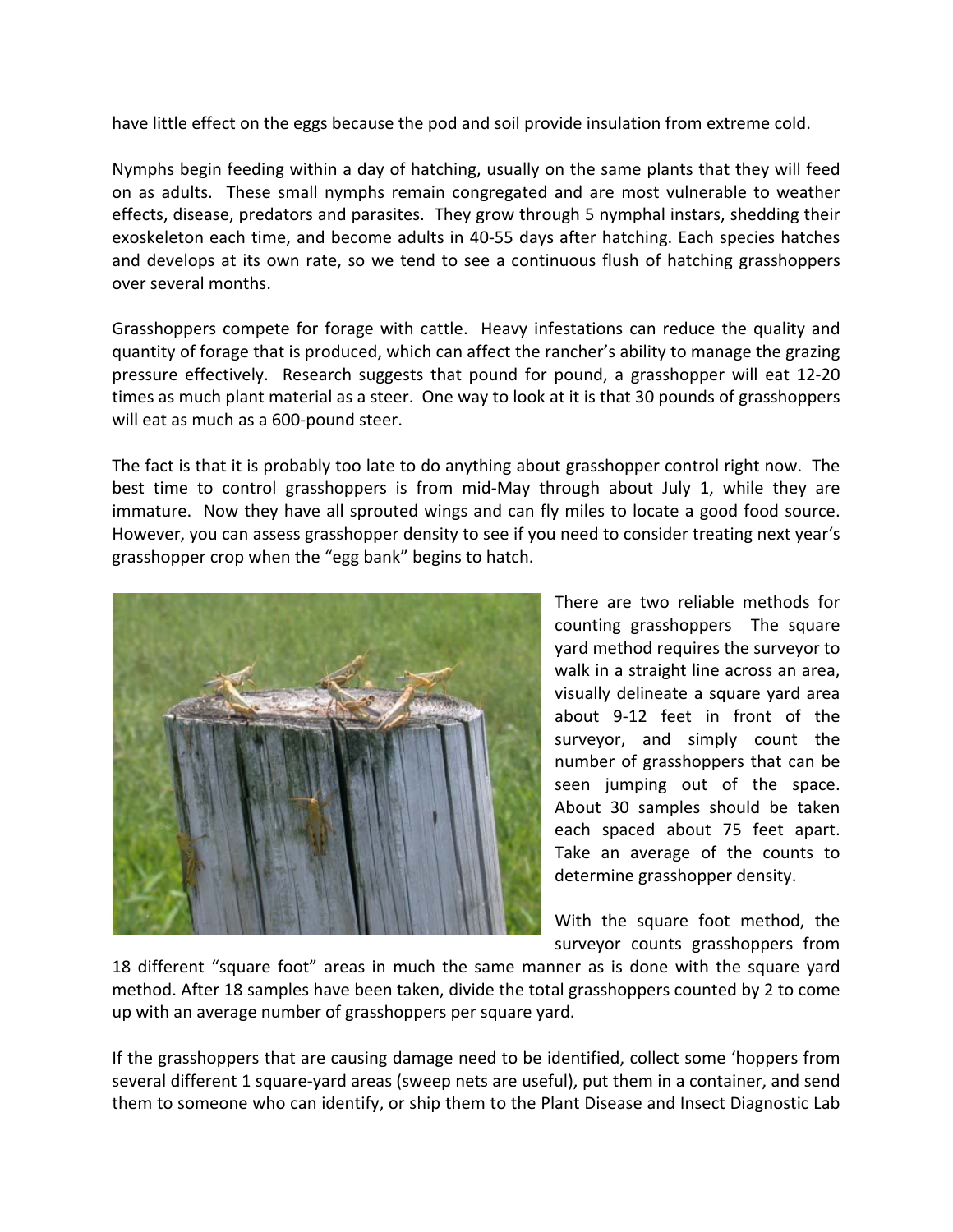have little effect on the eggs because the pod and soil provide insulation from extreme cold.

Nymphs begin feeding within a day of hatching, usually on the same plants that they will feed on as adults. These small nymphs remain congregated and are most vulnerable to weather effects, disease, predators and parasites. They grow through 5 nymphal instars, shedding their exoskeleton each time, and become adults in 40-55 days after hatching. Each species hatches and develops at its own rate, so we tend to see a continuous flush of hatching grasshoppers over several months.

Grasshoppers compete for forage with cattle. Heavy infestations can reduce the quality and quantity of forage that is produced, which can affect the rancher's ability to manage the grazing pressure effectively. Research suggests that pound for pound, a grasshopper will eat 12-20 times as much plant material as a steer. One way to look at it is that 30 pounds of grasshoppers will eat as much as a 600-pound steer.

The fact is that it is probably too late to do anything about grasshopper control right now. The best time to control grasshoppers is from mid-May through about July 1, while they are immature. Now they have all sprouted wings and can fly miles to locate a good food source. However, you can assess grasshopper density to see if you need to consider treating next year's grasshopper crop when the "egg bank" begins to hatch.

There are two reliable methods for counting grasshoppers The square yard method requires the surveyor to walk in a straight line across an area, visually delineate a square yard area about 9-12 feet in front of the surveyor, and simply count the number of grasshoppers that can be seen jumping out of the space. About 30 samples should be taken each spaced about 75 feet apart. Take an average of the counts to determine grasshopper density.

With the square foot method, the surveyor counts grasshoppers from 18 different "square foot" areas in much the same manner as is done with the square yard method. After 18 samples have been taken, divide the total grasshoppers counted by 2 to come up with an average number of grasshoppers per square yard.

If the grasshoppers that are causing damage need to be identified, collect some 'hoppers from several different 1 square-yard areas (sweep nets are useful), put them in a container, and send them to someone who can identify, or ship them to the Plant Disease and Insect Diagnostic Lab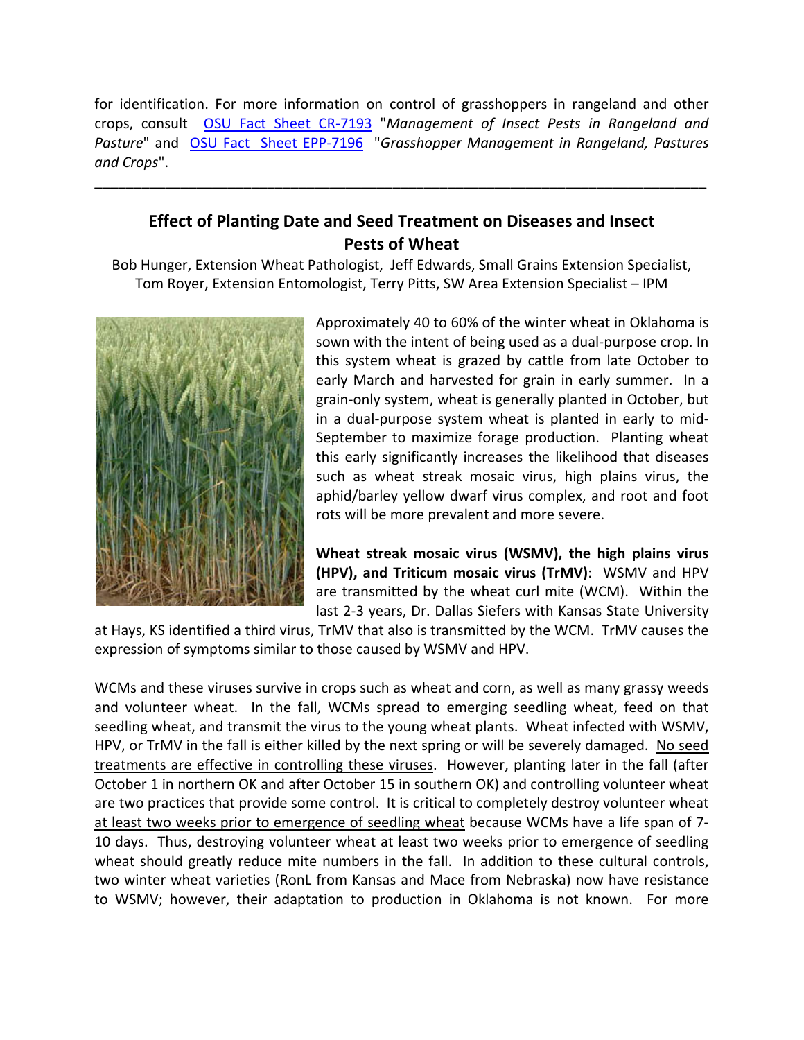for identification. For more information on control of grasshoppers in rangeland and other crops, consult [OSU Fact Sheet CR-7193] "*Management of Insect Pests in Rangeland and Pasture*" and [OSU Fact Sheet EPP-7196] "*Grasshopper Management in Rangeland, Pastures and Crops*".

---

## Effect of Planting Date and Seed Treatment on Diseases and Insect Pests of Wheat

Bob Hunger, Extension Wheat Pathologist, Jeff Edwards, Small Grains Extension Specialist, Tom Royer, Extension Entomologist, Terry Pitts, SW Area Extension Specialist – IPM

Approximately 40 to 60% of the winter wheat in Oklahoma is sown with the intent of being used as a dual-purpose crop. In this system wheat is grazed by cattle from late October to early March and harvested for grain in early summer. In a grain-only system, wheat is generally planted in October, but in a dual-purpose system wheat is planted in early to mid-September to maximize forage production. Planting wheat this early significantly increases the likelihood that diseases such as wheat streak mosaic virus, high plains virus, the aphid/barley yellow dwarf virus complex, and root and foot rots will be more prevalent and more severe.

**Wheat streak mosaic virus (WSMV), the high plains virus (HPV), and Triticum mosaic virus (TrMV)**: WSMV and HPV are transmitted by the wheat curl mite (WCM). Within the last 2-3 years, Dr. Dallas Siefers with Kansas State University at Hays, KS identified a third virus, TrMV that also is transmitted by the WCM. TrMV causes the expression of symptoms similar to those caused by WSMV and HPV.

WCMs and these viruses survive in crops such as wheat and corn, as well as many grassy weeds and volunteer wheat. In the fall, WCMs spread to emerging seedling wheat, feed on that seedling wheat, and transmit the virus to the young wheat plants. Wheat infected with WSMV, HPV, or TrMV in the fall is either killed by the next spring or will be severely damaged. No seed treatments are effective in controlling these viruses. However, planting later in the fall (after October 1 in northern OK and after October 15 in southern OK) and controlling volunteer wheat are two practices that provide some control. It is critical to completely destroy volunteer wheat at least two weeks prior to emergence of seedling wheat because WCMs have a life span of 7-10 days. Thus, destroying volunteer wheat at least two weeks prior to emergence of seedling wheat should greatly reduce mite numbers in the fall. In addition to these cultural controls, two winter wheat varieties (RonL from Kansas and Mace from Nebraska) now have resistance to WSMV; however, their adaptation to production in Oklahoma is not known. For more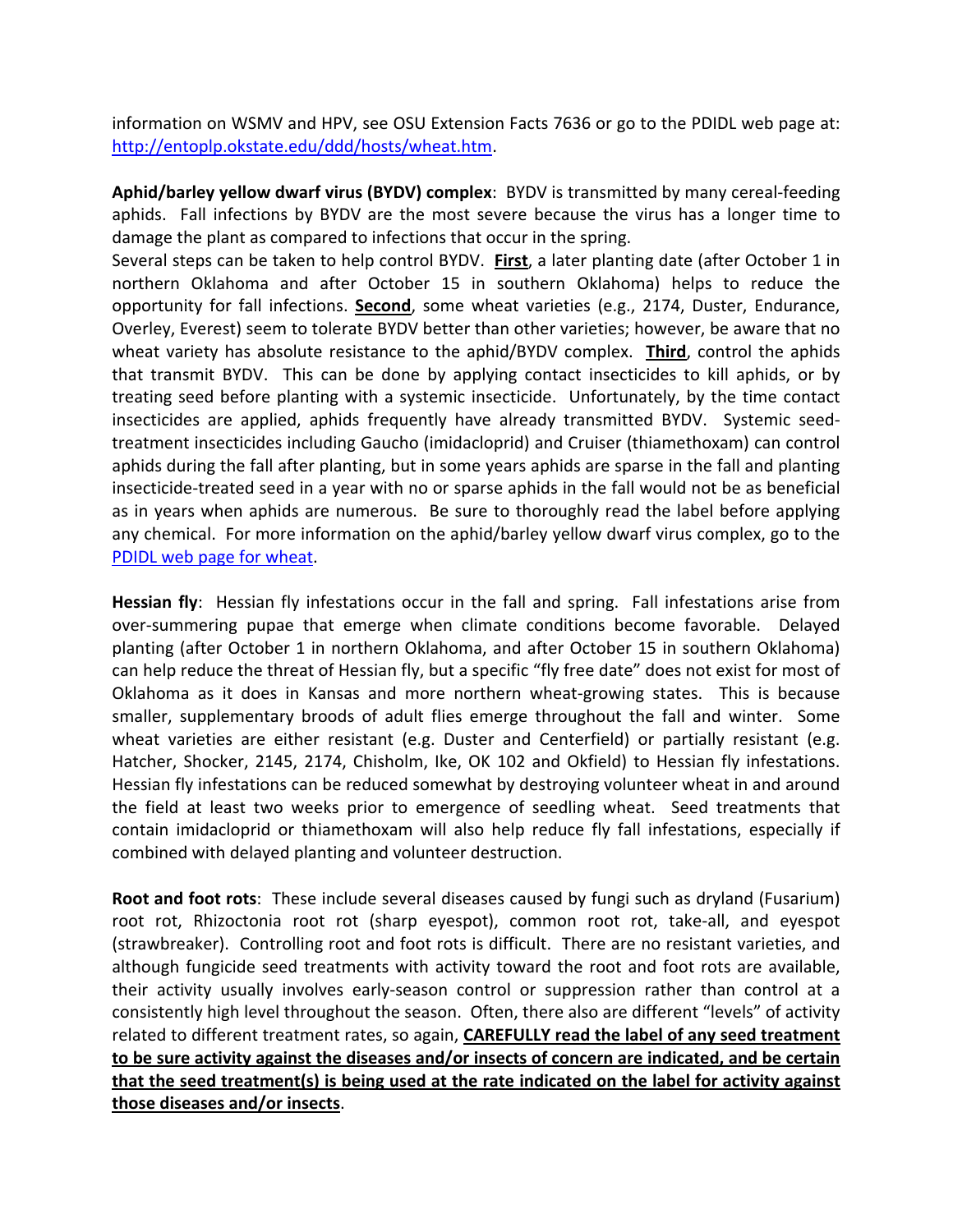information on WSMV and HPV, see OSU Extension Facts 7636 or go to the PDIDL web page at: [http://entoplp.okstate.edu/ddd/hosts/wheat.htm](http://entoplp.okstate.edu/ddd/hosts/wheat.htm).

**Aphid/barley yellow dwarf virus (BYDV) complex**: BYDV is transmitted by many cereal-feeding aphids. Fall infections by BYDV are the most severe because the virus has a longer time to damage the plant as compared to infections that occur in the spring.
Several steps can be taken to help control BYDV. **<u>First</u>**, a later planting date (after October 1 in northern Oklahoma and after October 15 in southern Oklahoma) helps to reduce the opportunity for fall infections. **<u>Second</u>**, some wheat varieties (e.g., 2174, Duster, Endurance, Overley, Everest) seem to tolerate BYDV better than other varieties; however, be aware that no wheat variety has absolute resistance to the aphid/BYDV complex. **<u>Third</u>**, control the aphids that transmit BYDV. This can be done by applying contact insecticides to kill aphids, or by treating seed before planting with a systemic insecticide. Unfortunately, by the time contact insecticides are applied, aphids frequently have already transmitted BYDV. Systemic seed-treatment insecticides including Gaucho (imidacloprid) and Cruiser (thiamethoxam) can control aphids during the fall after planting, but in some years aphids are sparse in the fall and planting insecticide-treated seed in a year with no or sparse aphids in the fall would not be as beneficial as in years when aphids are numerous. Be sure to thoroughly read the label before applying any chemical. For more information on the aphid/barley yellow dwarf virus complex, go to the PDIDL web page for wheat.

**Hessian fly**: Hessian fly infestations occur in the fall and spring. Fall infestations arise from over-summering pupae that emerge when climate conditions become favorable. Delayed planting (after October 1 in northern Oklahoma, and after October 15 in southern Oklahoma) can help reduce the threat of Hessian fly, but a specific "fly free date" does not exist for most of Oklahoma as it does in Kansas and more northern wheat-growing states. This is because smaller, supplementary broods of adult flies emerge throughout the fall and winter. Some wheat varieties are either resistant (e.g. Duster and Centerfield) or partially resistant (e.g. Hatcher, Shocker, 2145, 2174, Chisholm, Ike, OK 102 and Okfield) to Hessian fly infestations. Hessian fly infestations can be reduced somewhat by destroying volunteer wheat in and around the field at least two weeks prior to emergence of seedling wheat. Seed treatments that contain imidacloprid or thiamethoxam will also help reduce fly fall infestations, especially if combined with delayed planting and volunteer destruction.

**Root and foot rots**: These include several diseases caused by fungi such as dryland (Fusarium) root rot, Rhizoctonia root rot (sharp eyespot), common root rot, take-all, and eyespot (strawbreaker). Controlling root and foot rots is difficult. There are no resistant varieties, and although fungicide seed treatments with activity toward the root and foot rots are available, their activity usually involves early-season control or suppression rather than control at a consistently high level throughout the season. Often, there also are different "levels" of activity related to different treatment rates, so again, **<u>CAREFULLY read the label of any seed treatment to be sure activity against the diseases and/or insects of concern are indicated, and be certain that the seed treatment(s) is being used at the rate indicated on the label for activity against those diseases and/or insects</u>**.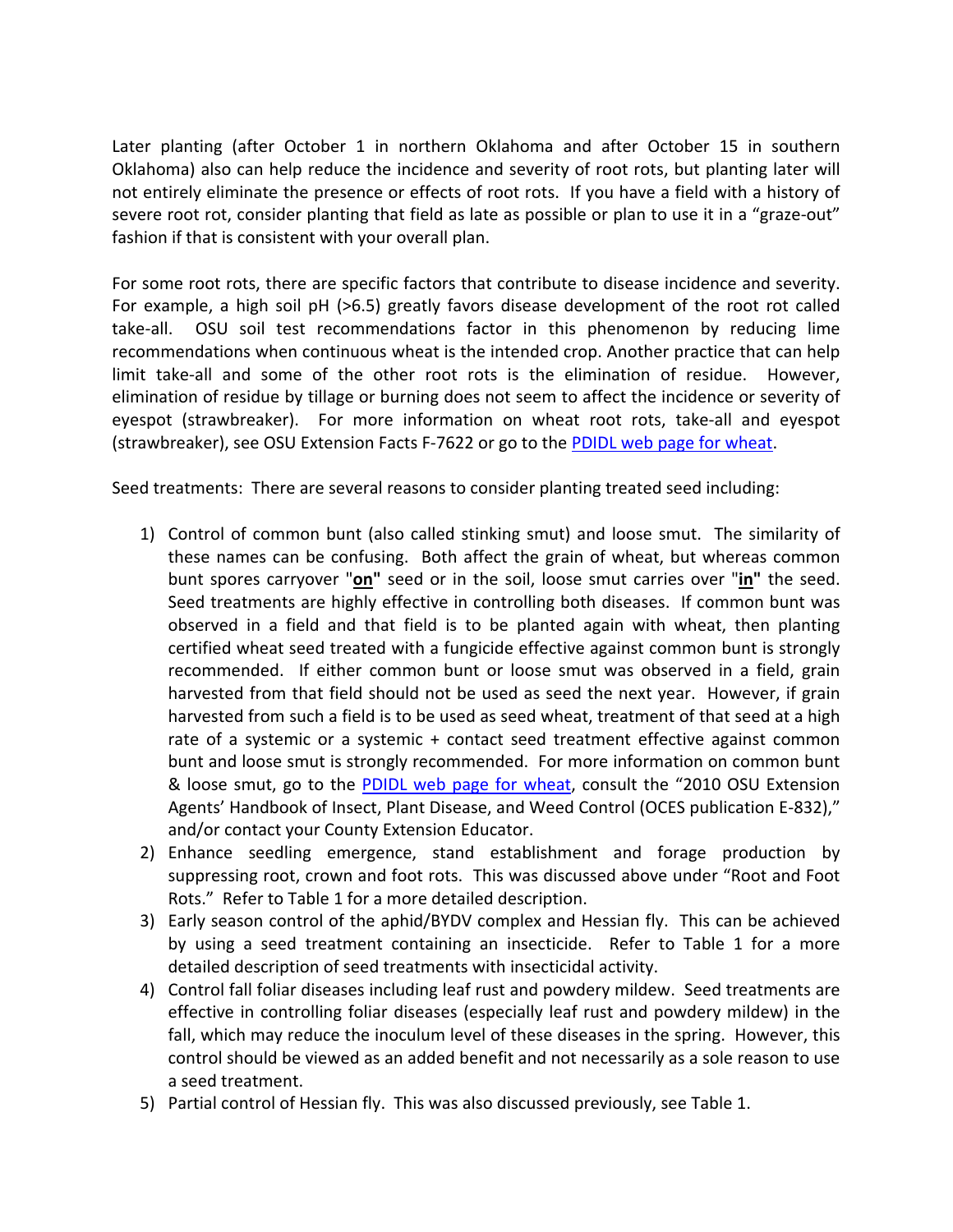Later planting (after October 1 in northern Oklahoma and after October 15 in southern Oklahoma) also can help reduce the incidence and severity of root rots, but planting later will not entirely eliminate the presence or effects of root rots. If you have a field with a history of severe root rot, consider planting that field as late as possible or plan to use it in a "graze-out" fashion if that is consistent with your overall plan.

For some root rots, there are specific factors that contribute to disease incidence and severity. For example, a high soil pH (>6.5) greatly favors disease development of the root rot called take-all. OSU soil test recommendations factor in this phenomenon by reducing lime recommendations when continuous wheat is the intended crop. Another practice that can help limit take-all and some of the other root rots is the elimination of residue. However, elimination of residue by tillage or burning does not seem to affect the incidence or severity of eyespot (strawbreaker). For more information on wheat root rots, take-all and eyespot (strawbreaker), see OSU Extension Facts F-7622 or go to the PDIDL web page for wheat.

Seed treatments: There are several reasons to consider planting treated seed including:

1) Control of common bunt (also called stinking smut) and loose smut. The similarity of these names can be confusing. Both affect the grain of wheat, but whereas common bunt spores carryover "**<u>on</u>**" seed or in the soil, loose smut carries over "**<u>in</u>**" the seed. Seed treatments are highly effective in controlling both diseases. If common bunt was observed in a field and that field is to be planted again with wheat, then planting certified wheat seed treated with a fungicide effective against common bunt is strongly recommended. If either common bunt or loose smut was observed in a field, grain harvested from that field should not be used as seed the next year. However, if grain harvested from such a field is to be used as seed wheat, treatment of that seed at a high rate of a systemic or a systemic + contact seed treatment effective against common bunt and loose smut is strongly recommended. For more information on common bunt & loose smut, go to the PDIDL web page for wheat, consult the "2010 OSU Extension Agents' Handbook of Insect, Plant Disease, and Weed Control (OCES publication E-832)," and/or contact your County Extension Educator.
2) Enhance seedling emergence, stand establishment and forage production by suppressing root, crown and foot rots. This was discussed above under "Root and Foot Rots." Refer to Table 1 for a more detailed description.
3) Early season control of the aphid/BYDV complex and Hessian fly. This can be achieved by using a seed treatment containing an insecticide. Refer to Table 1 for a more detailed description of seed treatments with insecticidal activity.
4) Control fall foliar diseases including leaf rust and powdery mildew. Seed treatments are effective in controlling foliar diseases (especially leaf rust and powdery mildew) in the fall, which may reduce the inoculum level of these diseases in the spring. However, this control should be viewed as an added benefit and not necessarily as a sole reason to use a seed treatment.
5) Partial control of Hessian fly. This was also discussed previously, see Table 1.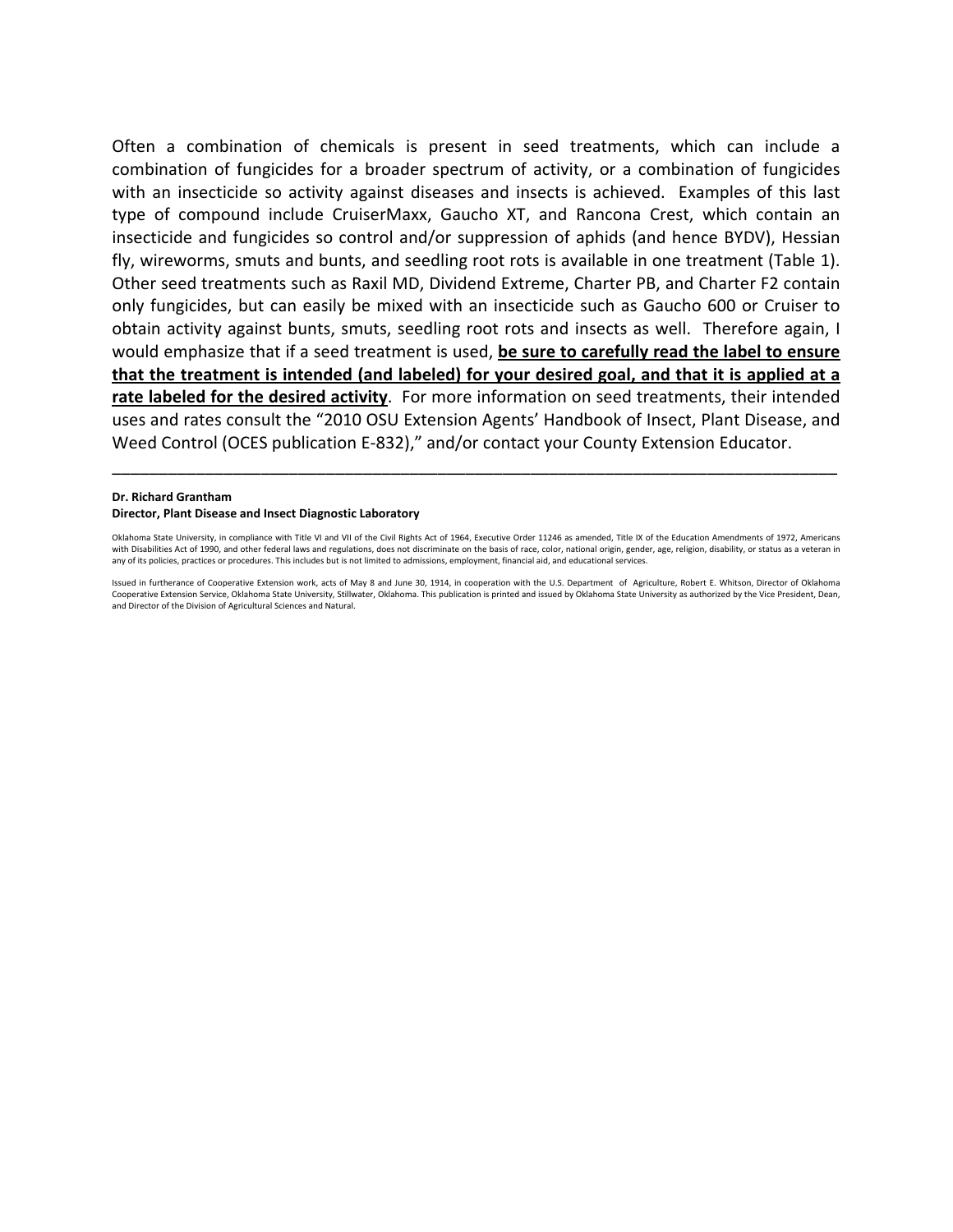Often a combination of chemicals is present in seed treatments, which can include a combination of fungicides for a broader spectrum of activity, or a combination of fungicides with an insecticide so activity against diseases and insects is achieved. Examples of this last type of compound include CruiserMaxx, Gaucho XT, and Rancona Crest, which contain an insecticide and fungicides so control and/or suppression of aphids (and hence BYDV), Hessian fly, wireworms, smuts and bunts, and seedling root rots is available in one treatment (Table 1). Other seed treatments such as Raxil MD, Dividend Extreme, Charter PB, and Charter F2 contain only fungicides, but can easily be mixed with an insecticide such as Gaucho 600 or Cruiser to obtain activity against bunts, smuts, seedling root rots and insects as well. Therefore again, I would emphasize that if a seed treatment is used, **be sure to carefully read the label to ensure that the treatment is intended (and labeled) for your desired goal, and that it is applied at a rate labeled for the desired activity**. For more information on seed treatments, their intended uses and rates consult the "2010 OSU Extension Agents' Handbook of Insect, Plant Disease, and Weed Control (OCES publication E-832)," and/or contact your County Extension Educator.

---

**Dr. Richard Grantham**
**Director, Plant Disease and Insect Diagnostic Laboratory**

Oklahoma State University, in compliance with Title VI and VII of the Civil Rights Act of 1964, Executive Order 11246 as amended, Title IX of the Education Amendments of 1972, Americans with Disabilities Act of 1990, and other federal laws and regulations, does not discriminate on the basis of race, color, national origin, gender, age, religion, disability, or status as a veteran in any of its policies, practices or procedures. This includes but is not limited to admissions, employment, financial aid, and educational services.

Issued in furtherance of Cooperative Extension work, acts of May 8 and June 30, 1914, in cooperation with the U.S. Department of Agriculture, Robert E. Whitson, Director of Oklahoma Cooperative Extension Service, Oklahoma State University, Stillwater, Oklahoma. This publication is printed and issued by Oklahoma State University as authorized by the Vice President, Dean, and Director of the Division of Agricultural Sciences and Natural.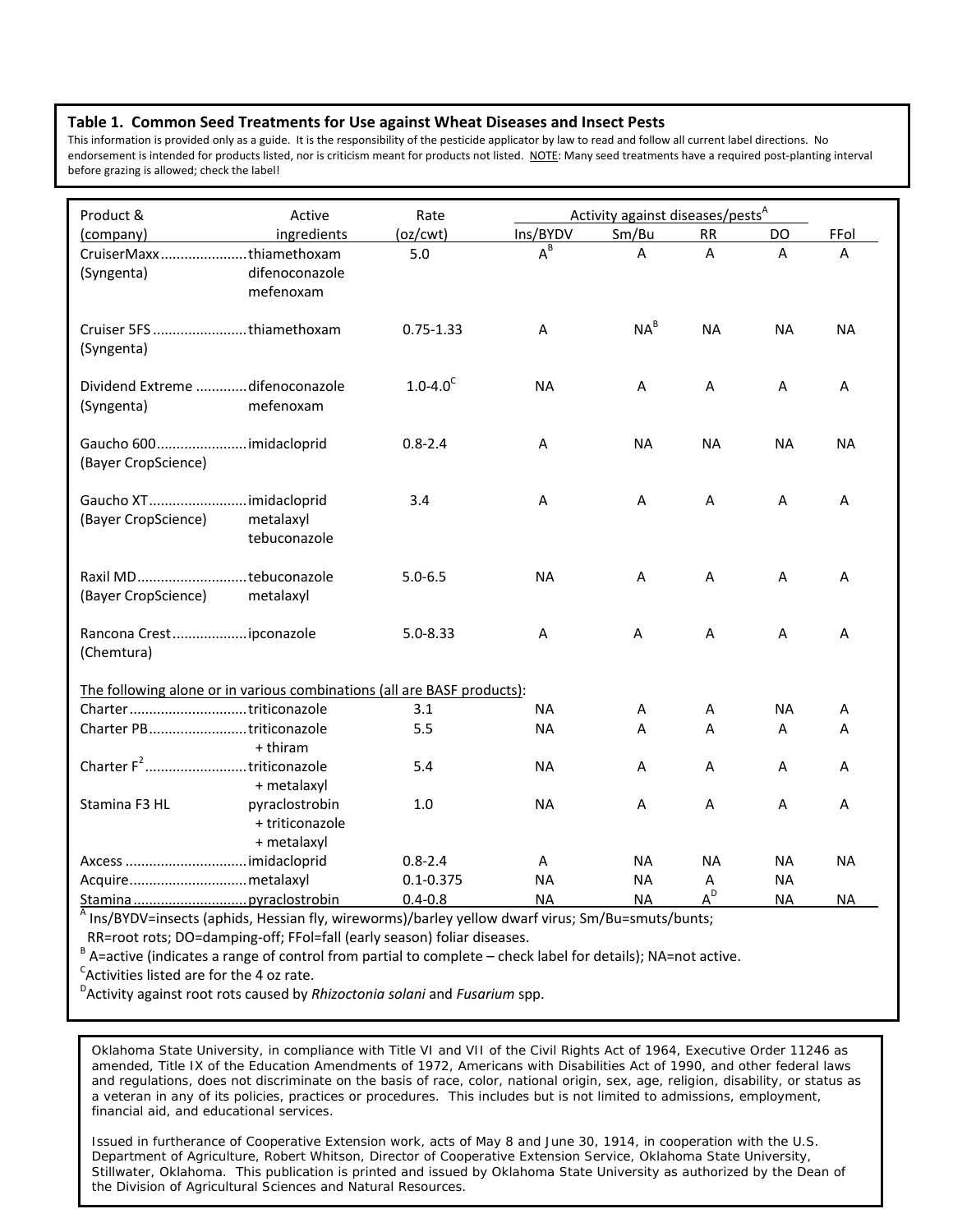**Table 1. Common Seed Treatments for Use against Wheat Diseases and Insect Pests**

This information is provided only as a guide. It is the responsibility of the pesticide applicator by law to read and follow all current label directions. No endorsement is intended for products listed, nor is criticism meant for products not listed. NOTE: Many seed treatments have a required post-planting interval before grazing is allowed; check the label!

| Product & (company) | Active ingredients | Rate (oz/cwt) | Activity against diseases/pests[A] | | | | |
|---|---|---|---|---|---|---|---|
| | | | Ins/BYDV | Sm/Bu | RR | DO | FFol |
| CruiserMaxx (Syngenta) | thiamethoxam difenoconazole mefenoxam | 5.0 | A[B] | A | A | A | A |
| Cruiser 5FS (Syngenta) | thiamethoxam | 0.75-1.33 | A | NA[B] | NA | NA | NA |
| Dividend Extreme (Syngenta) | difenoconazole mefenoxam | 1.0-4.0[C] | NA | A | A | A | A |
| Gaucho 600 (Bayer CropScience) | imidacloprid | 0.8-2.4 | A | NA | NA | NA | NA |
| Gaucho XT (Bayer CropScience) | imidacloprid metalaxyl tebuconazole | 3.4 | A | A | A | A | A |
| Raxil MD (Bayer CropScience) | tebuconazole metalaxyl | 5.0-6.5 | NA | A | A | A | A |
| Rancona Crest (Chemtura) | ipconazole | 5.0-8.33 | A | A | A | A | A |
| The following alone or in various combinations (all are BASF products): | | | | | | | |
| Charter | triticonazole | 3.1 | NA | A | A | NA | A |
| Charter PB | triticonazole + thiram | 5.5 | NA | A | A | A | A |
| Charter F[2] | triticonazole + metalaxyl | 5.4 | NA | A | A | A | A |
| Stamina F3 HL | pyraclostrobin + triticonazole + metalaxyl | 1.0 | NA | A | A | A | A |
| Axcess | imidacloprid | 0.8-2.4 | A | NA | NA | NA | NA |
| Acquire | metalaxyl | 0.1-0.375 | NA | NA | A | NA | |
| Stamina | pyraclostrobin | 0.4-0.8 | NA | NA | A[D] | NA | NA |

[A] Ins/BYDV=insects (aphids, Hessian fly, wireworms)/barley yellow dwarf virus; Sm/Bu=smuts/bunts; RR=root rots; DO=damping-off; FFol=fall (early season) foliar diseases.

[B] A=active (indicates a range of control from partial to complete – check label for details); NA=not active.

[C] Activities listed are for the 4 oz rate.

[D] Activity against root rots caused by *Rhizoctonia solani* and *Fusarium* spp.

Oklahoma State University, in compliance with Title VI and VII of the Civil Rights Act of 1964, Executive Order 11246 as amended, Title IX of the Education Amendments of 1972, Americans with Disabilities Act of 1990, and other federal laws and regulations, does not discriminate on the basis of race, color, national origin, sex, age, religion, disability, or status as a veteran in any of its policies, practices or procedures. This includes but is not limited to admissions, employment, financial aid, and educational services.

Issued in furtherance of Cooperative Extension work, acts of May 8 and June 30, 1914, in cooperation with the U.S. Department of Agriculture, Robert Whitson, Director of Cooperative Extension Service, Oklahoma State University, Stillwater, Oklahoma. This publication is printed and issued by Oklahoma State University as authorized by the Dean of the Division of Agricultural Sciences and Natural Resources.